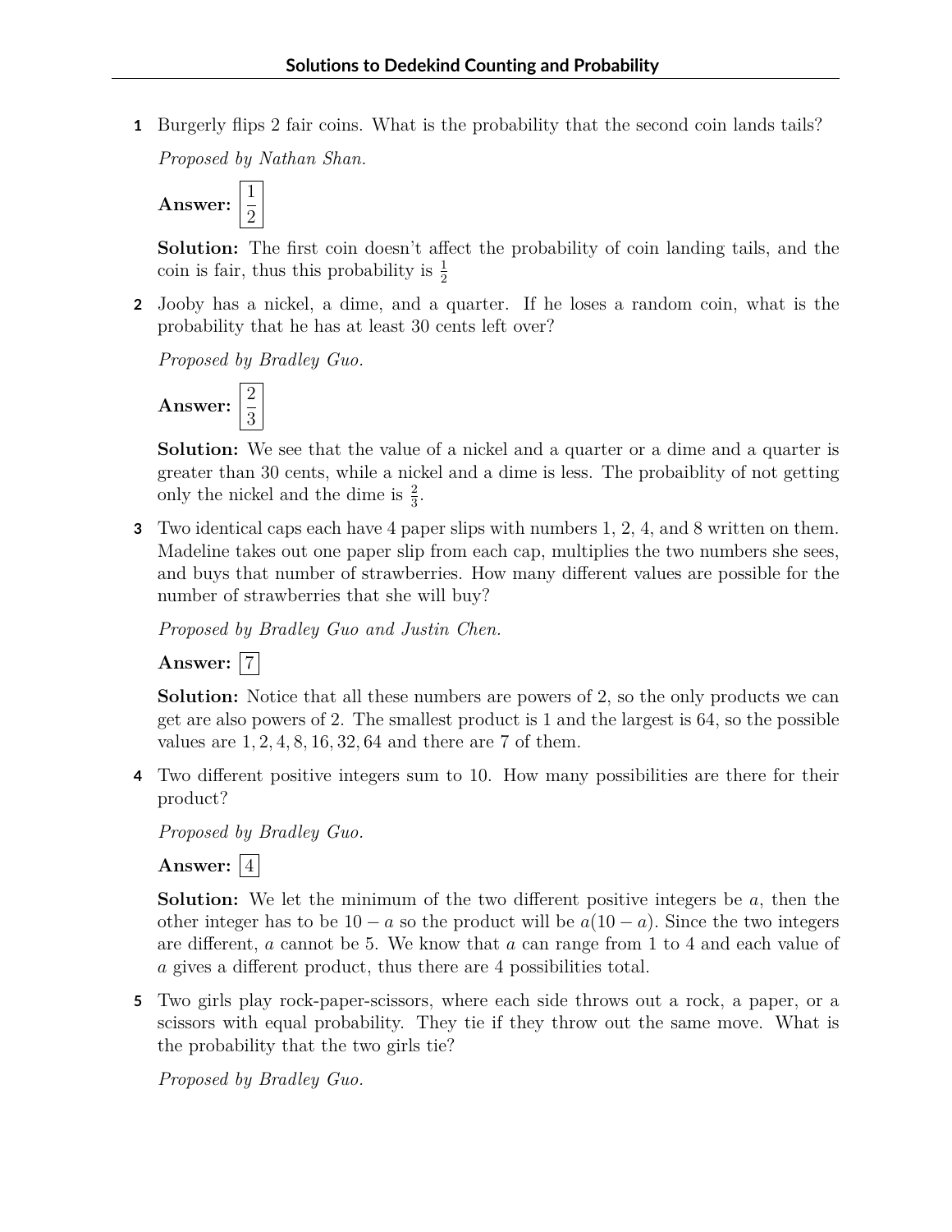# Solutions to Dedekind Counting and Probability

**1** Burgerly flips 2 fair coins. What is the probability that the second coin lands tails?

*Proposed by Nathan Shan.*

**Answer:** $\boxed{\frac{1}{2}}$

**Solution:** The first coin doesn't affect the probability of coin landing tails, and the coin is fair, thus this probability is $\frac{1}{2}$

**2** Jooby has a nickel, a dime, and a quarter. If he loses a random coin, what is the probability that he has at least 30 cents left over?

*Proposed by Bradley Guo.*

**Answer:** $\boxed{\frac{2}{3}}$

**Solution:** We see that the value of a nickel and a quarter or a dime and a quarter is greater than 30 cents, while a nickel and a dime is less. The probaiblity of not getting only the nickel and the dime is $\frac{2}{3}$.

**3** Two identical caps each have 4 paper slips with numbers 1, 2, 4, and 8 written on them. Madeline takes out one paper slip from each cap, multiplies the two numbers she sees, and buys that number of strawberries. How many different values are possible for the number of strawberries that she will buy?

*Proposed by Bradley Guo and Justin Chen.*

**Answer:** $\boxed{7}$

**Solution:** Notice that all these numbers are powers of 2, so the only products we can get are also powers of 2. The smallest product is 1 and the largest is 64, so the possible values are $1, 2, 4, 8, 16, 32, 64$ and there are 7 of them.

**4** Two different positive integers sum to 10. How many possibilities are there for their product?

*Proposed by Bradley Guo.*

**Answer:** $\boxed{4}$

**Solution:** We let the minimum of the two different positive integers be $a$, then the other integer has to be $10 - a$ so the product will be $a(10 - a)$. Since the two integers are different, $a$ cannot be 5. We know that $a$ can range from 1 to 4 and each value of $a$ gives a different product, thus there are 4 possibilities total.

**5** Two girls play rock-paper-scissors, where each side throws out a rock, a paper, or a scissors with equal probability. They tie if they throw out the same move. What is the probability that the two girls tie?

*Proposed by Bradley Guo.*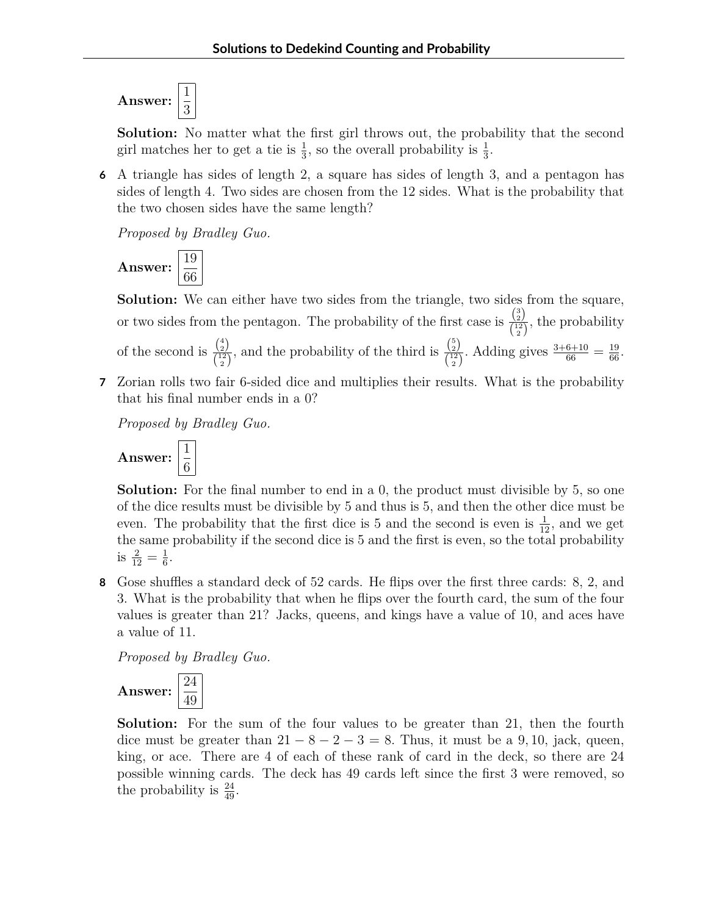**Answer:** $\boxed{\frac{1}{3}}$

**Solution:** No matter what the first girl throws out, the probability that the second girl matches her to get a tie is $\frac{1}{3}$, so the overall probability is $\frac{1}{3}$.

**6** A triangle has sides of length 2, a square has sides of length 3, and a pentagon has sides of length 4. Two sides are chosen from the 12 sides. What is the probability that the two chosen sides have the same length?

*Proposed by Bradley Guo.*

**Answer:** $\boxed{\frac{19}{66}}$

**Solution:** We can either have two sides from the triangle, two sides from the square, or two sides from the pentagon. The probability of the first case is $\frac{\binom{3}{2}}{\binom{12}{2}}$, the probability of the second is $\frac{\binom{4}{2}}{\binom{12}{2}}$, and the probability of the third is $\frac{\binom{5}{2}}{\binom{12}{2}}$. Adding gives $\frac{3+6+10}{66} = \frac{19}{66}$.

**7** Zorian rolls two fair 6-sided dice and multiplies their results. What is the probability that his final number ends in a 0?

*Proposed by Bradley Guo.*

**Answer:** $\boxed{\frac{1}{6}}$

**Solution:** For the final number to end in a 0, the product must divisible by 5, so one of the dice results must be divisible by 5 and thus is 5, and then the other dice must be even. The probability that the first dice is 5 and the second is even is $\frac{1}{12}$, and we get the same probability if the second dice is 5 and the first is even, so the total probability is $\frac{2}{12} = \frac{1}{6}$.

**8** Gose shuffles a standard deck of 52 cards. He flips over the first three cards: 8, 2, and 3. What is the probability that when he flips over the fourth card, the sum of the four values is greater than 21? Jacks, queens, and kings have a value of 10, and aces have a value of 11.

*Proposed by Bradley Guo.*

**Answer:** $\boxed{\frac{24}{49}}$

**Solution:** For the sum of the four values to be greater than 21, then the fourth dice must be greater than $21 - 8 - 2 - 3 = 8$. Thus, it must be a $9, 10$, jack, queen, king, or ace. There are 4 of each of these rank of card in the deck, so there are 24 possible winning cards. The deck has 49 cards left since the first 3 were removed, so the probability is $\frac{24}{49}$.